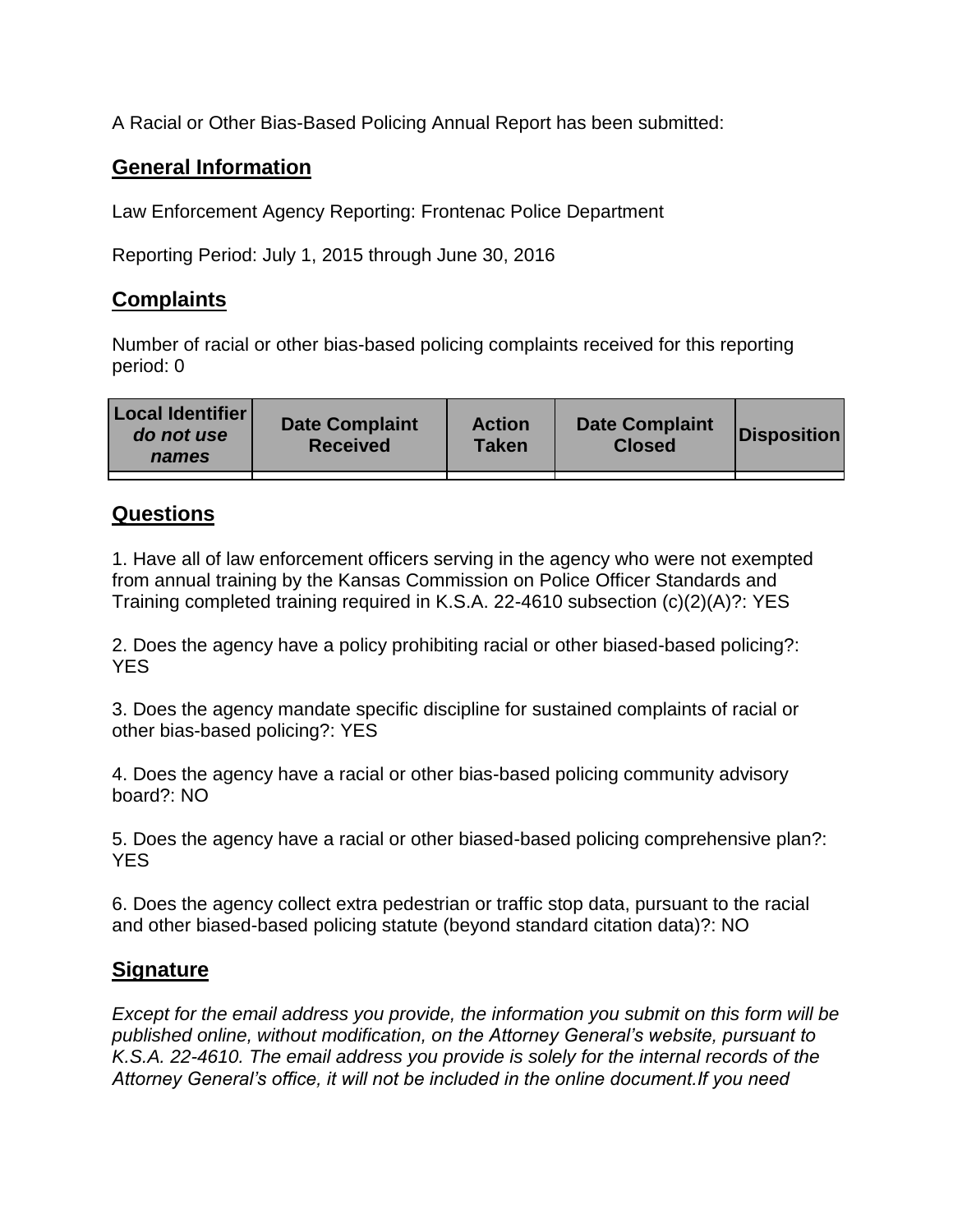A Racial or Other Bias-Based Policing Annual Report has been submitted:

## General Information

Law Enforcement Agency Reporting: Frontenac Police Department

Reporting Period: July 1, 2015 through June 30, 2016

## Complaints

Number of racial or other bias-based policing complaints received for this reporting period: 0

| **Local Identifier** ***do not use names*** | **Date Complaint Received** | **Action Taken** | **Date Complaint Closed** | **Disposition** |
|---|---|---|---|---|
| | | | | |

## Questions

1. Have all of law enforcement officers serving in the agency who were not exempted from annual training by the Kansas Commission on Police Officer Standards and Training completed training required in K.S.A. 22-4610 subsection (c)(2)(A)?: YES

2. Does the agency have a policy prohibiting racial or other biased-based policing?: YES

3. Does the agency mandate specific discipline for sustained complaints of racial or other bias-based policing?: YES

4. Does the agency have a racial or other bias-based policing community advisory board?: NO

5. Does the agency have a racial or other biased-based policing comprehensive plan?: YES

6. Does the agency collect extra pedestrian or traffic stop data, pursuant to the racial and other biased-based policing statute (beyond standard citation data)?: NO

## Signature

*Except for the email address you provide, the information you submit on this form will be published online, without modification, on the Attorney General's website, pursuant to K.S.A. 22-4610. The email address you provide is solely for the internal records of the Attorney General's office, it will not be included in the online document.If you need*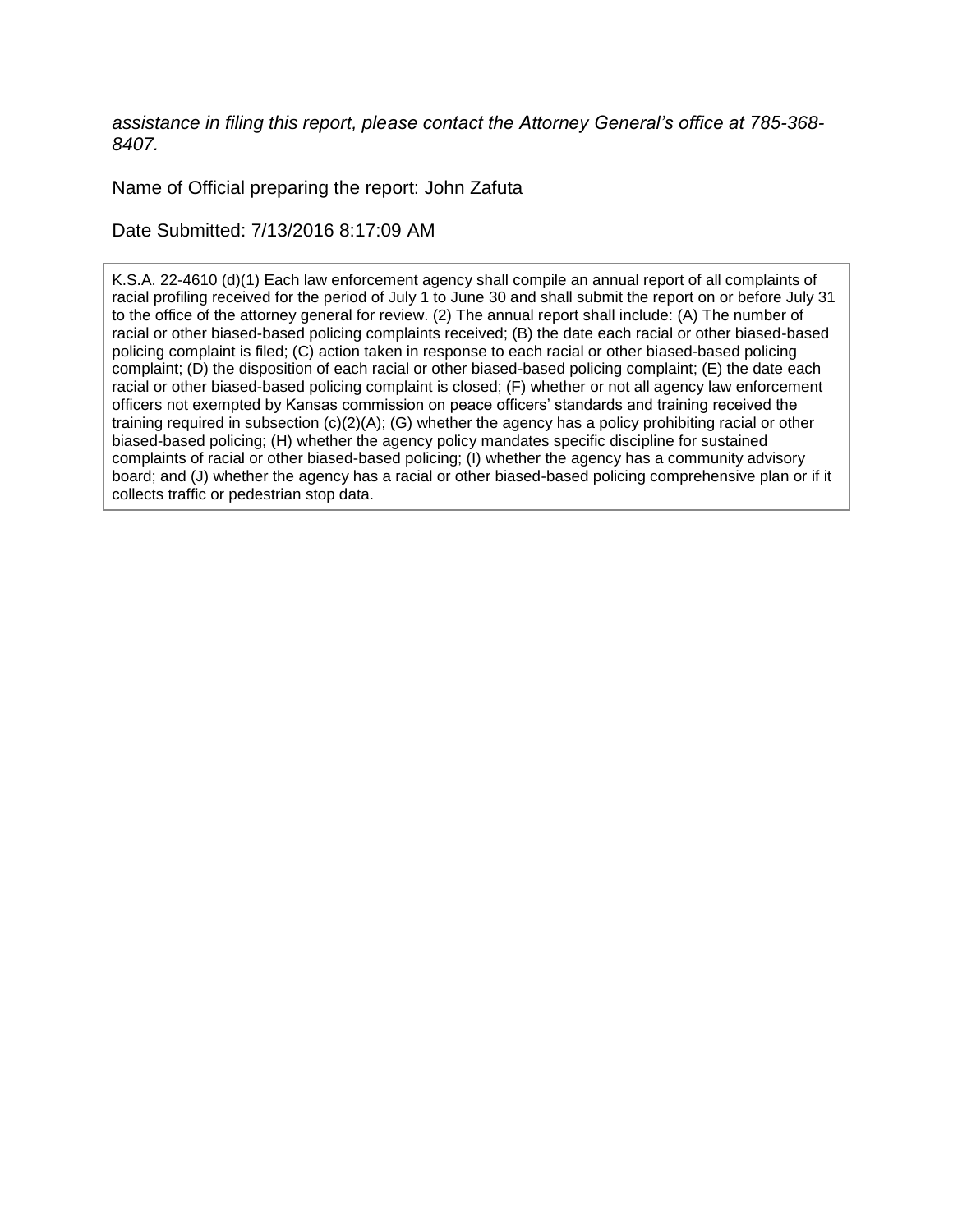*assistance in filing this report, please contact the Attorney General's office at 785-368-8407.*

Name of Official preparing the report: John Zafuta

Date Submitted: 7/13/2016 8:17:09 AM

K.S.A. 22-4610 (d)(1) Each law enforcement agency shall compile an annual report of all complaints of racial profiling received for the period of July 1 to June 30 and shall submit the report on or before July 31 to the office of the attorney general for review. (2) The annual report shall include: (A) The number of racial or other biased-based policing complaints received; (B) the date each racial or other biased-based policing complaint is filed; (C) action taken in response to each racial or other biased-based policing complaint; (D) the disposition of each racial or other biased-based policing complaint; (E) the date each racial or other biased-based policing complaint is closed; (F) whether or not all agency law enforcement officers not exempted by Kansas commission on peace officers' standards and training received the training required in subsection (c)(2)(A); (G) whether the agency has a policy prohibiting racial or other biased-based policing; (H) whether the agency policy mandates specific discipline for sustained complaints of racial or other biased-based policing; (I) whether the agency has a community advisory board; and (J) whether the agency has a racial or other biased-based policing comprehensive plan or if it collects traffic or pedestrian stop data.